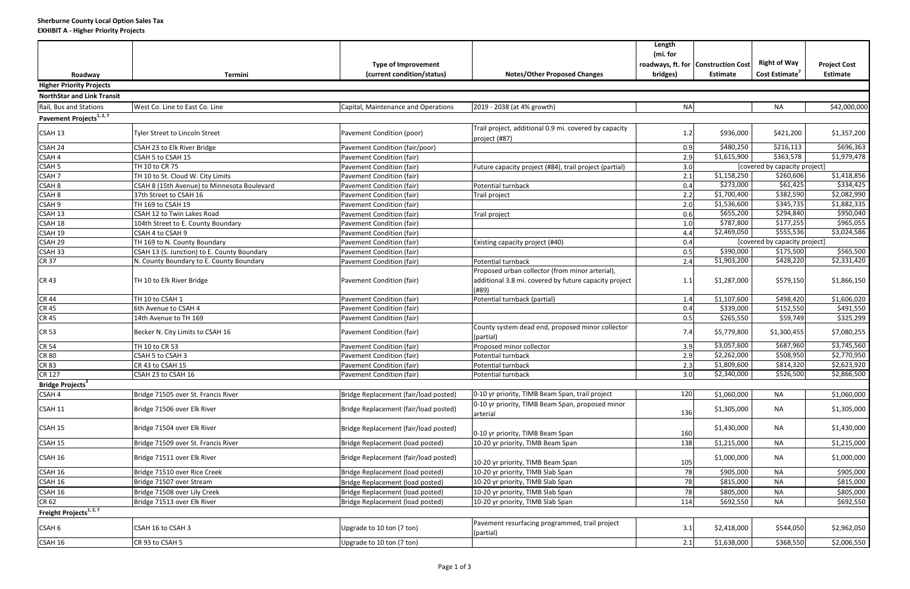**Sherburne County Local Option Sales Tax**
**EXHIBIT A - Higher Priority Projects**

| Roadway | Termini | Type of Improvement (current condition/status) | Notes/Other Proposed Changes | Length (mi. for roadways, ft. for bridges) | Construction Cost Estimate | Right of Way Cost Estimate[7] | Project Cost Estimate |
|---|---|---|---|---|---|---|---|
| **Higher Priority Projects** | | | | | | | |
| **NorthStar and Link Transit** | | | | | | | |
| Rail, Bus and Stations | West Co. Line to East Co. Line | Capital, Maintenance and Operations | 2019 - 2038 (at 4% growth) | NA | | NA | $42,000,000 |
| **Pavement Projects[1, 2, 7]** | | | | | | | |
| CSAH 13 | Tyler Street to Lincoln Street | Pavement Condition (poor) | Trail project, additional 0.9 mi. covered by capacity project (#87) | 1.2 | $936,000 | $421,200 | $1,357,200 |
| CSAH 24 | CSAH 23 to Elk River Bridge | Pavement Condition (fair/poor) | | 0.9 | $480,250 | $216,113 | $696,363 |
| CSAH 4 | CSAH 5 to CSAH 15 | Pavement Condition (fair) | | 2.9 | $1,615,900 | $363,578 | $1,979,478 |
| CSAH 5 | TH 10 to CR 75 | Pavement Condition (fair) | Future capacity project (#84), trail project (partial) | 3.0 | [covered by capacity project] | | |
| CSAH 7 | TH 10 to St. Cloud W. City Limits | Pavement Condition (fair) | | 2.1 | $1,158,250 | $260,606 | $1,418,856 |
| CSAH 8 | CSAH 8 (15th Avenue) to Minnesota Boulevard | Pavement Condition (fair) | Potential turnback | 0.4 | $273,000 | $61,425 | $334,425 |
| CSAH 8 | 37th Street to CSAH 16 | Pavement Condition (fair) | Trail project | 2.2 | $1,700,400 | $382,590 | $2,082,990 |
| CSAH 9 | TH 169 to CSAH 19 | Pavement Condition (fair) | | 2.0 | $1,536,600 | $345,735 | $1,882,335 |
| CSAH 13 | CSAH 12 to Twin Lakes Road | Pavement Condition (fair) | Trail project | 0.6 | $655,200 | $294,840 | $950,040 |
| CSAH 18 | 104th Street to E. County Boundary | Pavement Condition (fair) | | 1.0 | $787,800 | $177,255 | $965,055 |
| CSAH 19 | CSAH 4 to CSAH 9 | Pavement Condition (fair) | | 4.4 | $2,469,050 | $555,536 | $3,024,586 |
| CSAH 29 | TH 169 to N. County Boundary | Pavement Condition (fair) | Existing capacity project (#40) | 0.4 | [covered by capacity project] | | |
| CSAH 33 | CSAH 13 (S. Junction) to E. County Boundary | Pavement Condition (fair) | | 0.5 | $390,000 | $175,500 | $565,500 |
| CR 37 | N. County Boundary to E. County Boundary | Pavement Condition (fair) | Potential turnback | 2.4 | $1,903,200 | $428,220 | $2,331,420 |
| CR 43 | TH 10 to Elk River Bridge | Pavement Condition (fair) | Proposed urban collector (from minor arterial), additional 3.8 mi. covered by future capacity project (#89) | 1.1 | $1,287,000 | $579,150 | $1,866,150 |
| CR 44 | TH 10 to CSAH 1 | Pavement Condition (fair) | Potential turnback (partial) | 1.4 | $1,107,600 | $498,420 | $1,606,020 |
| CR 45 | 6th Avenue to CSAH 4 | Pavement Condition (fair) | | 0.4 | $339,000 | $152,550 | $491,550 |
| CR 45 | 14th Avenue to TH 169 | Pavement Condition (fair) | | 0.5 | $265,550 | $59,749 | $325,299 |
| CR 53 | Becker N. City Limits to CSAH 16 | Pavement Condition (fair) | County system dead end, proposed minor collector (partial) | 7.4 | $5,779,800 | $1,300,455 | $7,080,255 |
| CR 54 | TH 10 to CR 53 | Pavement Condition (fair) | Proposed minor collector | 3.9 | $3,057,600 | $687,960 | $3,745,560 |
| CR 80 | CSAH 5 to CSAH 3 | Pavement Condition (fair) | Potential turnback | 2.9 | $2,262,000 | $508,950 | $2,770,950 |
| CR 83 | CR 43 to CSAH 15 | Pavement Condition (fair) | Potential turnback | 2.3 | $1,809,600 | $814,320 | $2,623,920 |
| CR 127 | CSAH 23 to CSAH 16 | Pavement Condition (fair) | Potential turnback | 3.0 | $2,340,000 | $526,500 | $2,866,500 |
| **Bridge Projects[3]** | | | | | | | |
| CSAH 4 | Bridge 71505 over St. Francis River | Bridge Replacement (fair/load posted) | 0-10 yr priority, TIMB Beam Span, trail project | 120 | $1,060,000 | NA | $1,060,000 |
| CSAH 11 | Bridge 71506 over Elk River | Bridge Replacement (fair/load posted) | 0-10 yr priority, TIMB Beam Span, proposed minor arterial | 136 | $1,305,000 | NA | $1,305,000 |
| CSAH 15 | Bridge 71504 over Elk River | Bridge Replacement (fair/load posted) | 0-10 yr priority, TIMB Beam Span | 160 | $1,430,000 | NA | $1,430,000 |
| CSAH 15 | Bridge 71509 over St. Francis River | Bridge Replacement (load posted) | 10-20 yr priority, TIMB Beam Span | 138 | $1,215,000 | NA | $1,215,000 |
| CSAH 16 | Bridge 71511 over Elk River | Bridge Replacement (fair/load posted) | 10-20 yr priority, TIMB Beam Span | 105 | $1,000,000 | NA | $1,000,000 |
| CSAH 16 | Bridge 71510 over Rice Creek | Bridge Replacement (load posted) | 10-20 yr priority, TIMB Slab Span | 78 | $905,000 | NA | $905,000 |
| CSAH 16 | Bridge 71507 over Stream | Bridge Replacement (load posted) | 10-20 yr priority, TIMB Slab Span | 78 | $815,000 | NA | $815,000 |
| CSAH 16 | Bridge 71508 over Lily Creek | Bridge Replacement (load posted) | 10-20 yr priority, TIMB Slab Span | 78 | $805,000 | NA | $805,000 |
| CR 62 | Bridge 71513 over Elk River | Bridge Replacement (load posted) | 10-20 yr priority, TIMB Slab Span | 114 | $692,550 | NA | $692,550 |
| **Freight Projects[1, 2, 7]** | | | | | | | |
| CSAH 6 | CSAH 16 to CSAH 3 | Upgrade to 10 ton (7 ton) | Pavement resurfacing programmed, trail project (partial) | 3.1 | $2,418,000 | $544,050 | $2,962,050 |
| CSAH 16 | CR 93 to CSAH 5 | Upgrade to 10 ton (7 ton) | | 2.1 | $1,638,000 | $368,550 | $2,006,550 |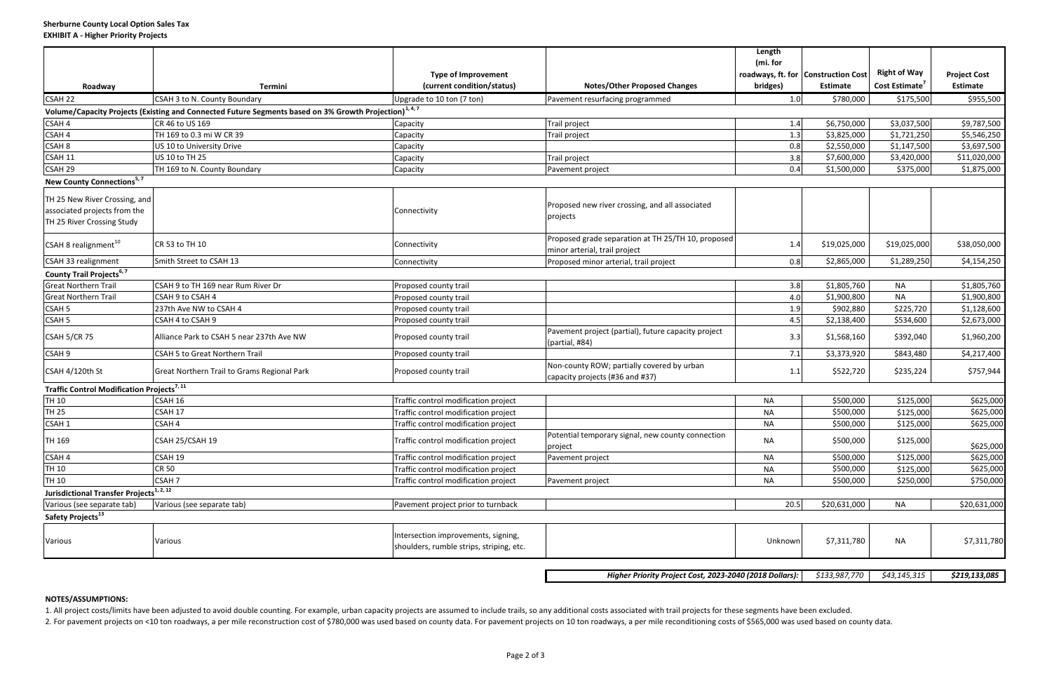**Sherburne County Local Option Sales Tax**
**EXHIBIT A - Higher Priority Projects**

| Roadway | Termini | Type of Improvement (current condition/status) | Notes/Other Proposed Changes | Length (mi. for roadways, ft. for bridges) | Construction Cost Estimate | Right of Way Cost Estimate[7] | Project Cost Estimate |
|---|---|---|---|---|---|---|---|
| CSAH 22 | CSAH 3 to N. County Boundary | Upgrade to 10 ton (7 ton) | Pavement resurfacing programmed | 1.0 | $780,000 | $175,500 | $955,500 |
| **Volume/Capacity Projects (Existing and Connected Future Segments based on 3% Growth Projection)[1, 4, 7]** | | | | | | | |
| CSAH 4 | CR 46 to US 169 | Capacity | Trail project | 1.4 | $6,750,000 | $3,037,500 | $9,787,500 |
| CSAH 4 | TH 169 to 0.3 mi W CR 39 | Capacity | Trail project | 1.3 | $3,825,000 | $1,721,250 | $5,546,250 |
| CSAH 8 | US 10 to University Drive | Capacity | | 0.8 | $2,550,000 | $1,147,500 | $3,697,500 |
| CSAH 11 | US 10 to TH 25 | Capacity | Trail project | 3.8 | $7,600,000 | $3,420,000 | $11,020,000 |
| CSAH 29 | TH 169 to N. County Boundary | Capacity | Pavement project | 0.4 | $1,500,000 | $375,000 | $1,875,000 |
| **New County Connections[5, 7]** | | | | | | | |
| TH 25 New River Crossing, and associated projects from the TH 25 River Crossing Study | | Connectivity | Proposed new river crossing, and all associated projects | | | | |
| CSAH 8 realignment[10] | CR 53 to TH 10 | Connectivity | Proposed grade separation at TH 25/TH 10, proposed minor arterial, trail project | 1.4 | $19,025,000 | $19,025,000 | $38,050,000 |
| CSAH 33 realignment | Smith Street to CSAH 13 | Connectivity | Proposed minor arterial, trail project | 0.8 | $2,865,000 | $1,289,250 | $4,154,250 |
| **County Trail Projects[6, 7]** | | | | | | | |
| Great Northern Trail | CSAH 9 to TH 169 near Rum River Dr | Proposed county trail | | 3.8 | $1,805,760 | NA | $1,805,760 |
| Great Northern Trail | CSAH 9 to CSAH 4 | Proposed county trail | | 4.0 | $1,900,800 | NA | $1,900,800 |
| CSAH 5 | 237th Ave NW to CSAH 4 | Proposed county trail | | 1.9 | $902,880 | $225,720 | $1,128,600 |
| CSAH 5 | CSAH 4 to CSAH 9 | Proposed county trail | | 4.5 | $2,138,400 | $534,600 | $2,673,000 |
| CSAH 5/CR 75 | Alliance Park to CSAH 5 near 237th Ave NW | Proposed county trail | Pavement project (partial), future capacity project (partial, #84) | 3.3 | $1,568,160 | $392,040 | $1,960,200 |
| CSAH 9 | CSAH 5 to Great Northern Trail | Proposed county trail | | 7.1 | $3,373,920 | $843,480 | $4,217,400 |
| CSAH 4/120th St | Great Northern Trail to Grams Regional Park | Proposed county trail | Non-county ROW; partially covered by urban capacity projects (#36 and #37) | 1.1 | $522,720 | $235,224 | $757,944 |
| **Traffic Control Modification Projects[7, 11]** | | | | | | | |
| TH 10 | CSAH 16 | Traffic control modification project | | NA | $500,000 | $125,000 | $625,000 |
| TH 25 | CSAH 17 | Traffic control modification project | | NA | $500,000 | $125,000 | $625,000 |
| CSAH 1 | CSAH 4 | Traffic control modification project | | NA | $500,000 | $125,000 | $625,000 |
| TH 169 | CSAH 25/CSAH 19 | Traffic control modification project | Potential temporary signal, new county connection project | NA | $500,000 | $125,000 | $625,000 |
| CSAH 4 | CSAH 19 | Traffic control modification project | Pavement project | NA | $500,000 | $125,000 | $625,000 |
| TH 10 | CR 50 | Traffic control modification project | | NA | $500,000 | $125,000 | $625,000 |
| TH 10 | CSAH 7 | Traffic control modification project | Pavement project | NA | $500,000 | $250,000 | $750,000 |
| **Jurisdictional Transfer Projects[1, 2, 12]** | | | | | | | |
| Various (see separate tab) | Various (see separate tab) | Pavement project prior to turnback | | 20.5 | $20,631,000 | NA | $20,631,000 |
| **Safety Projects[13]** | | | | | | | |
| Various | Various | Intersection improvements, signing, shoulders, rumble strips, striping, etc. | | Unknown | $7,311,780 | NA | $7,311,780 |
| | | | ***Higher Priority Project Cost, 2023-2040 (2018 Dollars):*** | | *$133,987,770* | *$43,145,315* | ***$219,133,085*** |

**NOTES/ASSUMPTIONS:**

1. All project costs/limits have been adjusted to avoid double counting. For example, urban capacity projects are assumed to include trails, so any additional costs associated with trail projects for these segments have been excluded.
2. For pavement projects on <10 ton roadways, a per mile reconstruction cost of $780,000 was used based on county data. For pavement projects on 10 ton roadways, a per mile reconditioning costs of $565,000 was used based on county data.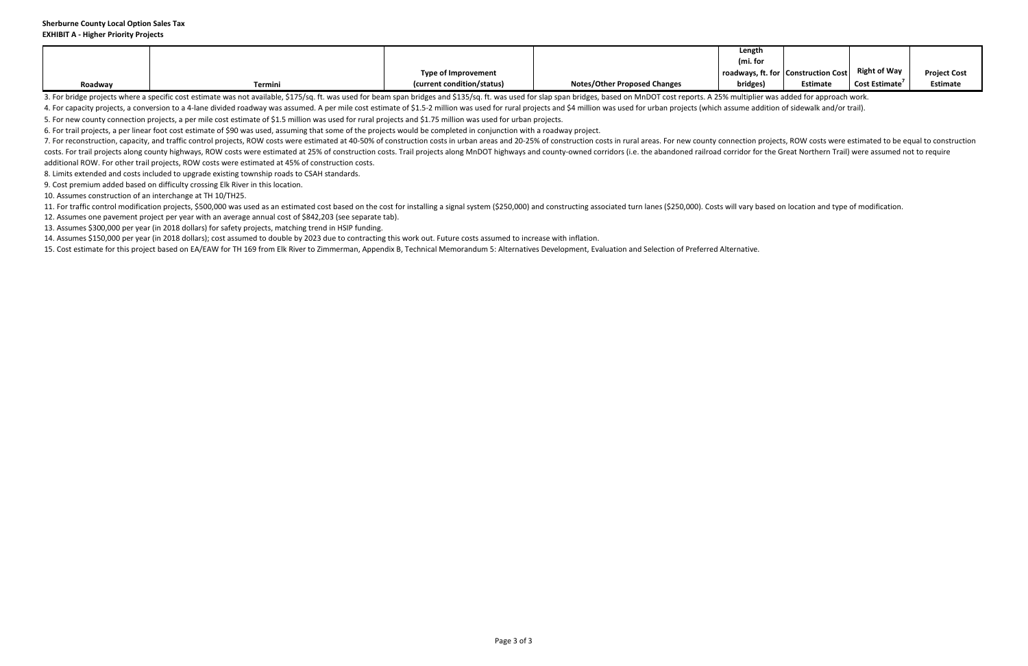**Sherburne County Local Option Sales Tax**
**EXHIBIT A - Higher Priority Projects**

| Roadway | Termini | Type of Improvement (current condition/status) | Notes/Other Proposed Changes | Length (mi. for roadways, ft. for bridges) | Construction Cost Estimate | Right of Way Cost Estimate[7] | Project Cost Estimate |
|---|---|---|---|---|---|---|---|

3. For bridge projects where a specific cost estimate was not available, $175/sq. ft. was used for beam span bridges and $135/sq. ft. was used for slap span bridges, based on MnDOT cost reports. A 25% multiplier was added for approach work.

4. For capacity projects, a conversion to a 4-lane divided roadway was assumed. A per mile cost estimate of $1.5-2 million was used for rural projects and $4 million was used for urban projects (which assume addition of sidewalk and/or trail).

5. For new county connection projects, a per mile cost estimate of $1.5 million was used for rural projects and $1.75 million was used for urban projects.

6. For trail projects, a per linear foot cost estimate of $90 was used, assuming that some of the projects would be completed in conjunction with a roadway project.

7. For reconstruction, capacity, and traffic control projects, ROW costs were estimated at 40-50% of construction costs in urban areas and 20-25% of construction costs in rural areas. For new county connection projects, ROW costs were estimated to be equal to construction costs. For trail projects along county highways, ROW costs were estimated at 25% of construction costs. Trail projects along MnDOT highways and county-owned corridors (i.e. the abandoned railroad corridor for the Great Northern Trail) were assumed not to require additional ROW. For other trail projects, ROW costs were estimated at 45% of construction costs.

8. Limits extended and costs included to upgrade existing township roads to CSAH standards.

9. Cost premium added based on difficulty crossing Elk River in this location.

10. Assumes construction of an interchange at TH 10/TH25.

11. For traffic control modification projects, $500,000 was used as an estimated cost based on the cost for installing a signal system ($250,000) and constructing associated turn lanes ($250,000). Costs will vary based on location and type of modification.

12. Assumes one pavement project per year with an average annual cost of $842,203 (see separate tab).

13. Assumes $300,000 per year (in 2018 dollars) for safety projects, matching trend in HSIP funding.

14. Assumes $150,000 per year (in 2018 dollars); cost assumed to double by 2023 due to contracting this work out. Future costs assumed to increase with inflation.

15. Cost estimate for this project based on EA/EAW for TH 169 from Elk River to Zimmerman, Appendix B, Technical Memorandum 5: Alternatives Development, Evaluation and Selection of Preferred Alternative.